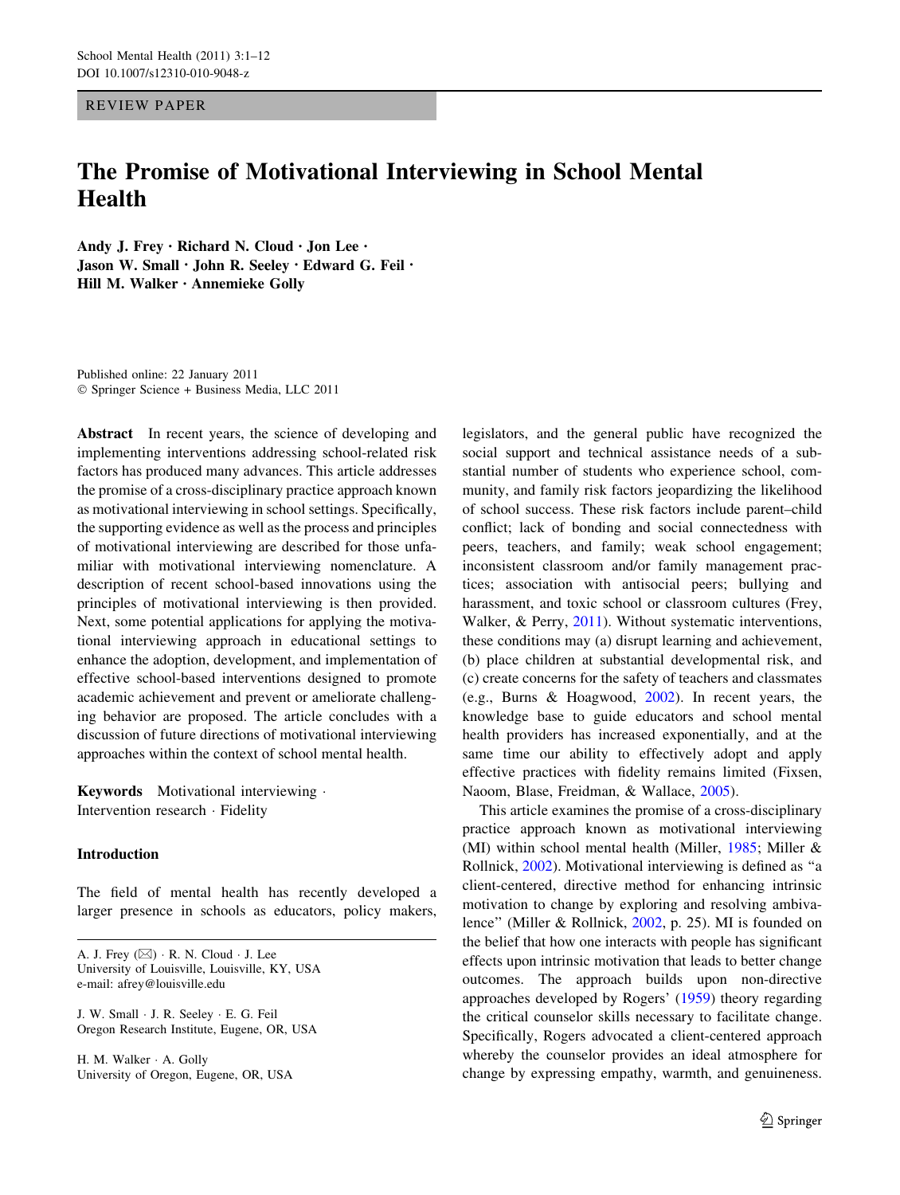REVIEW PAPER

# The Promise of Motivational Interviewing in School Mental Health

**Andy J. Frey · Richard N. Cloud · Jon Lee · Jason W. Small · John R. Seeley · Edward G. Feil · Hill M. Walker · Annemieke Golly**

Published online: 22 January 2011
© Springer Science + Business Media, LLC 2011

**Abstract** In recent years, the science of developing and implementing interventions addressing school-related risk factors has produced many advances. This article addresses the promise of a cross-disciplinary practice approach known as motivational interviewing in school settings. Specifically, the supporting evidence as well as the process and principles of motivational interviewing are described for those unfamiliar with motivational interviewing nomenclature. A description of recent school-based innovations using the principles of motivational interviewing is then provided. Next, some potential applications for applying the motivational interviewing approach in educational settings to enhance the adoption, development, and implementation of effective school-based interventions designed to promote academic achievement and prevent or ameliorate challenging behavior are proposed. The article concludes with a discussion of future directions of motivational interviewing approaches within the context of school mental health.

**Keywords** Motivational interviewing · Intervention research · Fidelity

## Introduction

The field of mental health has recently developed a larger presence in schools as educators, policy makers, legislators, and the general public have recognized the social support and technical assistance needs of a substantial number of students who experience school, community, and family risk factors jeopardizing the likelihood of school success. These risk factors include parent–child conflict; lack of bonding and social connectedness with peers, teachers, and family; weak school engagement; inconsistent classroom and/or family management practices; association with antisocial peers; bullying and harassment, and toxic school or classroom cultures (Frey, Walker, & Perry, 2011). Without systematic interventions, these conditions may (a) disrupt learning and achievement, (b) place children at substantial developmental risk, and (c) create concerns for the safety of teachers and classmates (e.g., Burns & Hoagwood, 2002). In recent years, the knowledge base to guide educators and school mental health providers has increased exponentially, and at the same time our ability to effectively adopt and apply effective practices with fidelity remains limited (Fixsen, Naoom, Blase, Freidman, & Wallace, 2005).

This article examines the promise of a cross-disciplinary practice approach known as motivational interviewing (MI) within school mental health (Miller, 1985; Miller & Rollnick, 2002). Motivational interviewing is defined as "a client-centered, directive method for enhancing intrinsic motivation to change by exploring and resolving ambivalence" (Miller & Rollnick, 2002, p. 25). MI is founded on the belief that how one interacts with people has significant effects upon intrinsic motivation that leads to better change outcomes. The approach builds upon non-directive approaches developed by Rogers' (1959) theory regarding the critical counselor skills necessary to facilitate change. Specifically, Rogers advocated a client-centered approach whereby the counselor provides an ideal atmosphere for change by expressing empathy, warmth, and genuineness.

---

A. J. Frey (✉) · R. N. Cloud · J. Lee
University of Louisville, Louisville, KY, USA
e-mail: afrey@louisville.edu

J. W. Small · J. R. Seeley · E. G. Feil
Oregon Research Institute, Eugene, OR, USA

H. M. Walker · A. Golly
University of Oregon, Eugene, OR, USA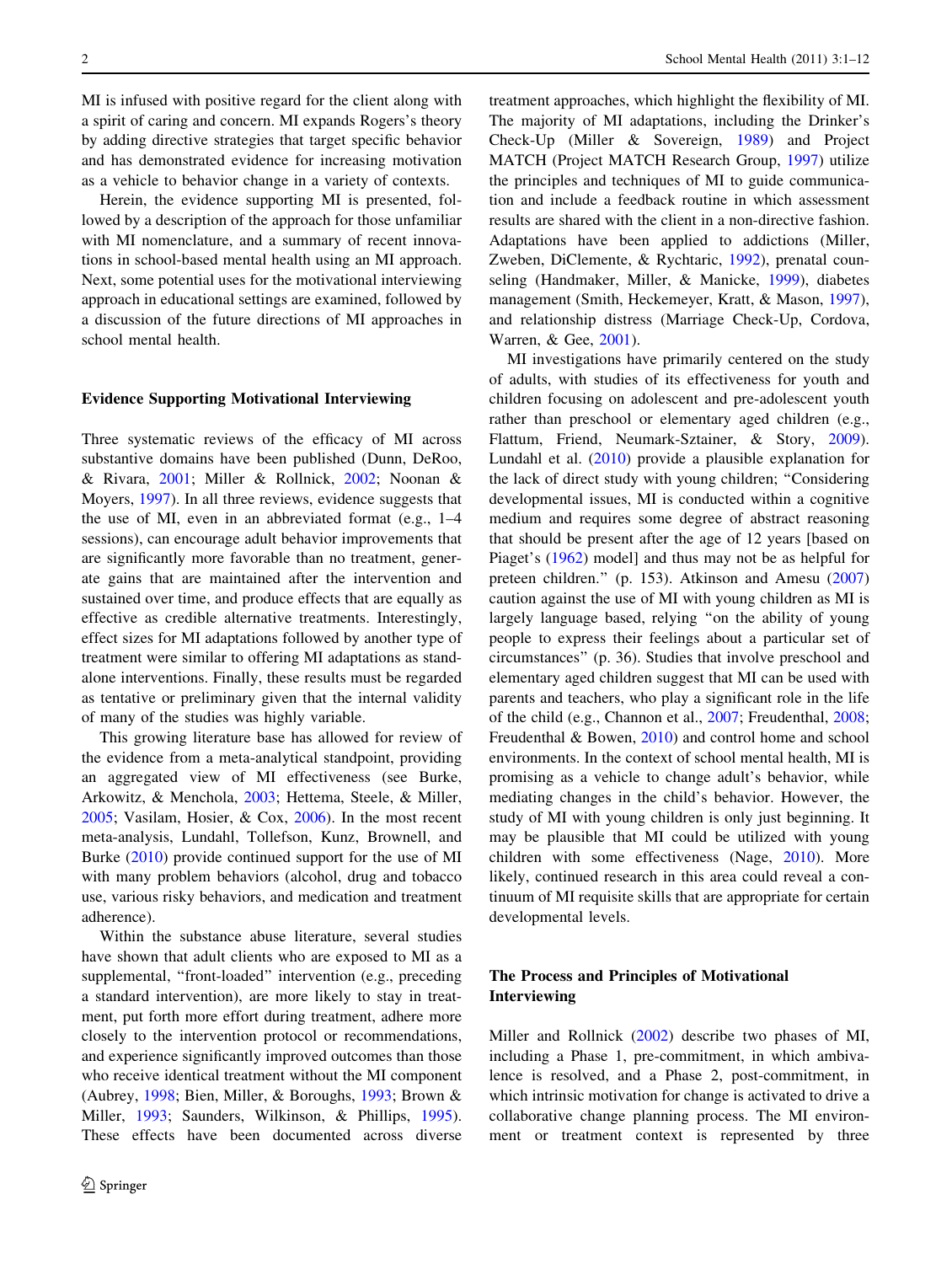MI is infused with positive regard for the client along with a spirit of caring and concern. MI expands Rogers's theory by adding directive strategies that target specific behavior and has demonstrated evidence for increasing motivation as a vehicle to behavior change in a variety of contexts.

Herein, the evidence supporting MI is presented, followed by a description of the approach for those unfamiliar with MI nomenclature, and a summary of recent innovations in school-based mental health using an MI approach. Next, some potential uses for the motivational interviewing approach in educational settings are examined, followed by a discussion of the future directions of MI approaches in school mental health.

## Evidence Supporting Motivational Interviewing

Three systematic reviews of the efficacy of MI across substantive domains have been published (Dunn, DeRoo, & Rivara, 2001; Miller & Rollnick, 2002; Noonan & Moyers, 1997). In all three reviews, evidence suggests that the use of MI, even in an abbreviated format (e.g., 1–4 sessions), can encourage adult behavior improvements that are significantly more favorable than no treatment, generate gains that are maintained after the intervention and sustained over time, and produce effects that are equally as effective as credible alternative treatments. Interestingly, effect sizes for MI adaptations followed by another type of treatment were similar to offering MI adaptations as stand-alone interventions. Finally, these results must be regarded as tentative or preliminary given that the internal validity of many of the studies was highly variable.

This growing literature base has allowed for review of the evidence from a meta-analytical standpoint, providing an aggregated view of MI effectiveness (see Burke, Arkowitz, & Menchola, 2003; Hettema, Steele, & Miller, 2005; Vasilam, Hosier, & Cox, 2006). In the most recent meta-analysis, Lundahl, Tollefson, Kunz, Brownell, and Burke (2010) provide continued support for the use of MI with many problem behaviors (alcohol, drug and tobacco use, various risky behaviors, and medication and treatment adherence).

Within the substance abuse literature, several studies have shown that adult clients who are exposed to MI as a supplemental, "front-loaded" intervention (e.g., preceding a standard intervention), are more likely to stay in treatment, put forth more effort during treatment, adhere more closely to the intervention protocol or recommendations, and experience significantly improved outcomes than those who receive identical treatment without the MI component (Aubrey, 1998; Bien, Miller, & Boroughs, 1993; Brown & Miller, 1993; Saunders, Wilkinson, & Phillips, 1995). These effects have been documented across diverse treatment approaches, which highlight the flexibility of MI. The majority of MI adaptations, including the Drinker's Check-Up (Miller & Sovereign, 1989) and Project MATCH (Project MATCH Research Group, 1997) utilize the principles and techniques of MI to guide communication and include a feedback routine in which assessment results are shared with the client in a non-directive fashion. Adaptations have been applied to addictions (Miller, Zweben, DiClemente, & Rychtaric, 1992), prenatal counseling (Handmaker, Miller, & Manicke, 1999), diabetes management (Smith, Heckemeyer, Kratt, & Mason, 1997), and relationship distress (Marriage Check-Up, Cordova, Warren, & Gee, 2001).

MI investigations have primarily centered on the study of adults, with studies of its effectiveness for youth and children focusing on adolescent and pre-adolescent youth rather than preschool or elementary aged children (e.g., Flattum, Friend, Neumark-Sztainer, & Story, 2009). Lundahl et al. (2010) provide a plausible explanation for the lack of direct study with young children; "Considering developmental issues, MI is conducted within a cognitive medium and requires some degree of abstract reasoning that should be present after the age of 12 years [based on Piaget's (1962) model] and thus may not be as helpful for preteen children." (p. 153). Atkinson and Amesu (2007) caution against the use of MI with young children as MI is largely language based, relying "on the ability of young people to express their feelings about a particular set of circumstances" (p. 36). Studies that involve preschool and elementary aged children suggest that MI can be used with parents and teachers, who play a significant role in the life of the child (e.g., Channon et al., 2007; Freudenthal, 2008; Freudenthal & Bowen, 2010) and control home and school environments. In the context of school mental health, MI is promising as a vehicle to change adult's behavior, while mediating changes in the child's behavior. However, the study of MI with young children is only just beginning. It may be plausible that MI could be utilized with young children with some effectiveness (Nage, 2010). More likely, continued research in this area could reveal a continuum of MI requisite skills that are appropriate for certain developmental levels.

## The Process and Principles of Motivational Interviewing

Miller and Rollnick (2002) describe two phases of MI, including a Phase 1, pre-commitment, in which ambivalence is resolved, and a Phase 2, post-commitment, in which intrinsic motivation for change is activated to drive a collaborative change planning process. The MI environment or treatment context is represented by three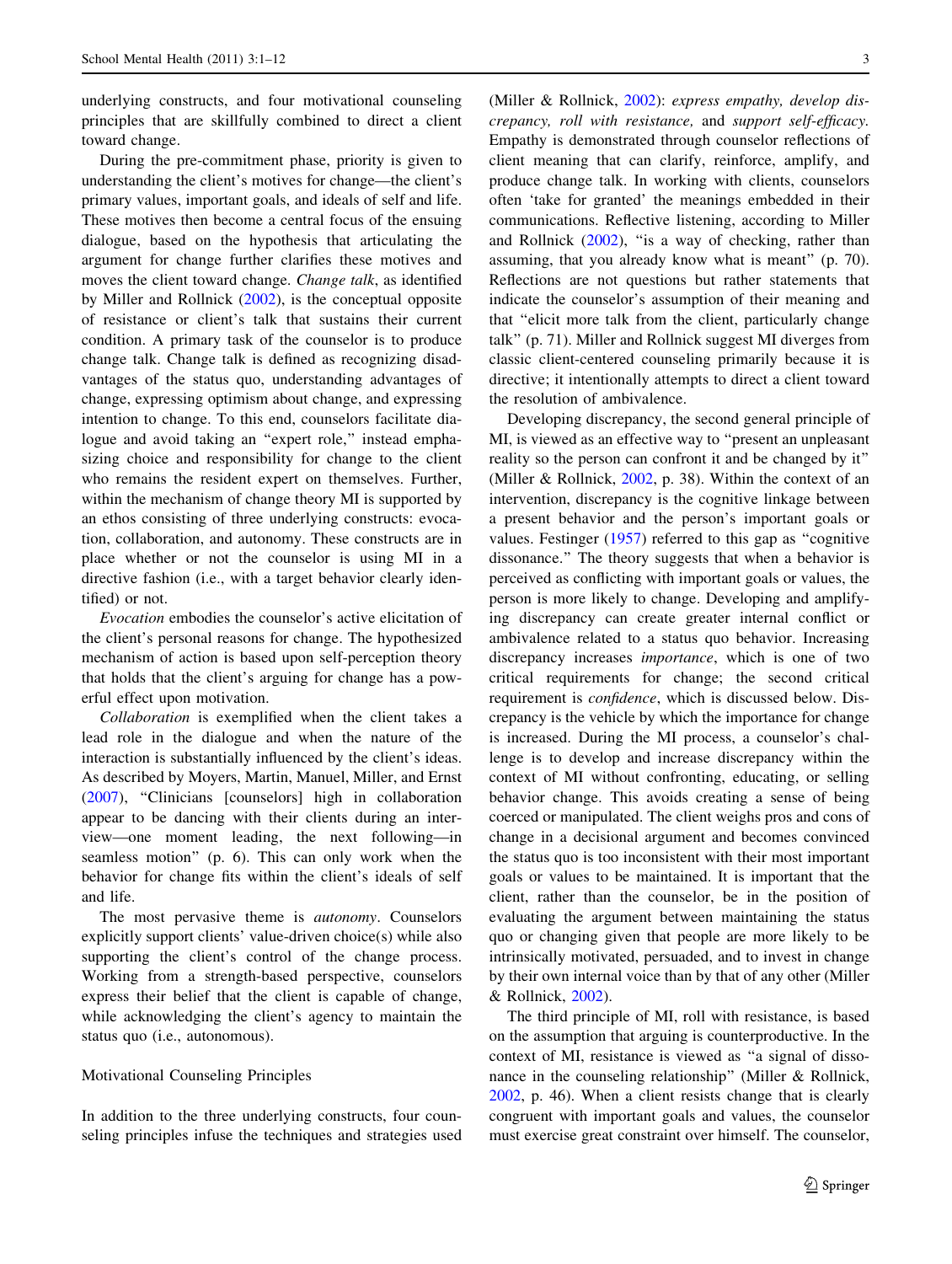underlying constructs, and four motivational counseling principles that are skillfully combined to direct a client toward change.

During the pre-commitment phase, priority is given to understanding the client's motives for change—the client's primary values, important goals, and ideals of self and life. These motives then become a central focus of the ensuing dialogue, based on the hypothesis that articulating the argument for change further clarifies these motives and moves the client toward change. *Change talk*, as identified by Miller and Rollnick (2002), is the conceptual opposite of resistance or client's talk that sustains their current condition. A primary task of the counselor is to produce change talk. Change talk is defined as recognizing disadvantages of the status quo, understanding advantages of change, expressing optimism about change, and expressing intention to change. To this end, counselors facilitate dialogue and avoid taking an "expert role," instead emphasizing choice and responsibility for change to the client who remains the resident expert on themselves. Further, within the mechanism of change theory MI is supported by an ethos consisting of three underlying constructs: evocation, collaboration, and autonomy. These constructs are in place whether or not the counselor is using MI in a directive fashion (i.e., with a target behavior clearly identified) or not.

*Evocation* embodies the counselor's active elicitation of the client's personal reasons for change. The hypothesized mechanism of action is based upon self-perception theory that holds that the client's arguing for change has a powerful effect upon motivation.

*Collaboration* is exemplified when the client takes a lead role in the dialogue and when the nature of the interaction is substantially influenced by the client's ideas. As described by Moyers, Martin, Manuel, Miller, and Ernst (2007), "Clinicians [counselors] high in collaboration appear to be dancing with their clients during an interview—one moment leading, the next following—in seamless motion" (p. 6). This can only work when the behavior for change fits within the client's ideals of self and life.

The most pervasive theme is *autonomy*. Counselors explicitly support clients' value-driven choice(s) while also supporting the client's control of the change process. Working from a strength-based perspective, counselors express their belief that the client is capable of change, while acknowledging the client's agency to maintain the status quo (i.e., autonomous).

## Motivational Counseling Principles

In addition to the three underlying constructs, four counseling principles infuse the techniques and strategies used (Miller & Rollnick, 2002): *express empathy, develop discrepancy, roll with resistance,* and *support self-efficacy.* Empathy is demonstrated through counselor reflections of client meaning that can clarify, reinforce, amplify, and produce change talk. In working with clients, counselors often 'take for granted' the meanings embedded in their communications. Reflective listening, according to Miller and Rollnick (2002), "is a way of checking, rather than assuming, that you already know what is meant" (p. 70). Reflections are not questions but rather statements that indicate the counselor's assumption of their meaning and that "elicit more talk from the client, particularly change talk" (p. 71). Miller and Rollnick suggest MI diverges from classic client-centered counseling primarily because it is directive; it intentionally attempts to direct a client toward the resolution of ambivalence.

Developing discrepancy, the second general principle of MI, is viewed as an effective way to "present an unpleasant reality so the person can confront it and be changed by it" (Miller & Rollnick, 2002, p. 38). Within the context of an intervention, discrepancy is the cognitive linkage between a present behavior and the person's important goals or values. Festinger (1957) referred to this gap as "cognitive dissonance." The theory suggests that when a behavior is perceived as conflicting with important goals or values, the person is more likely to change. Developing and amplifying discrepancy can create greater internal conflict or ambivalence related to a status quo behavior. Increasing discrepancy increases *importance*, which is one of two critical requirements for change; the second critical requirement is *confidence*, which is discussed below. Discrepancy is the vehicle by which the importance for change is increased. During the MI process, a counselor's challenge is to develop and increase discrepancy within the context of MI without confronting, educating, or selling behavior change. This avoids creating a sense of being coerced or manipulated. The client weighs pros and cons of change in a decisional argument and becomes convinced the status quo is too inconsistent with their most important goals or values to be maintained. It is important that the client, rather than the counselor, be in the position of evaluating the argument between maintaining the status quo or changing given that people are more likely to be intrinsically motivated, persuaded, and to invest in change by their own internal voice than by that of any other (Miller & Rollnick, 2002).

The third principle of MI, roll with resistance, is based on the assumption that arguing is counterproductive. In the context of MI, resistance is viewed as "a signal of dissonance in the counseling relationship" (Miller & Rollnick, 2002, p. 46). When a client resists change that is clearly congruent with important goals and values, the counselor must exercise great constraint over himself. The counselor,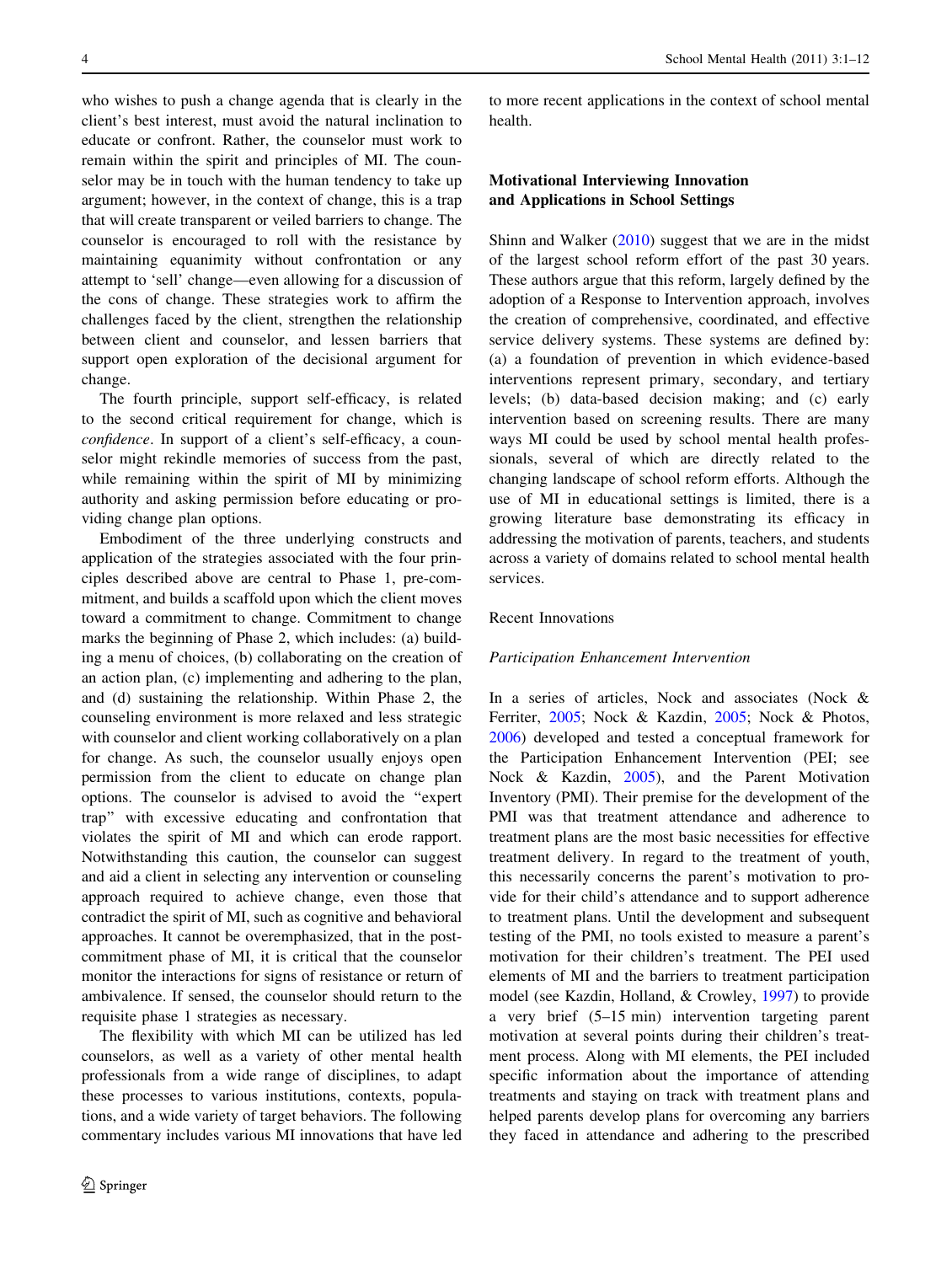who wishes to push a change agenda that is clearly in the client's best interest, must avoid the natural inclination to educate or confront. Rather, the counselor must work to remain within the spirit and principles of MI. The counselor may be in touch with the human tendency to take up argument; however, in the context of change, this is a trap that will create transparent or veiled barriers to change. The counselor is encouraged to roll with the resistance by maintaining equanimity without confrontation or any attempt to 'sell' change—even allowing for a discussion of the cons of change. These strategies work to affirm the challenges faced by the client, strengthen the relationship between client and counselor, and lessen barriers that support open exploration of the decisional argument for change.

The fourth principle, support self-efficacy, is related to the second critical requirement for change, which is *confidence*. In support of a client's self-efficacy, a counselor might rekindle memories of success from the past, while remaining within the spirit of MI by minimizing authority and asking permission before educating or providing change plan options.

Embodiment of the three underlying constructs and application of the strategies associated with the four principles described above are central to Phase 1, pre-commitment, and builds a scaffold upon which the client moves toward a commitment to change. Commitment to change marks the beginning of Phase 2, which includes: (a) building a menu of choices, (b) collaborating on the creation of an action plan, (c) implementing and adhering to the plan, and (d) sustaining the relationship. Within Phase 2, the counseling environment is more relaxed and less strategic with counselor and client working collaboratively on a plan for change. As such, the counselor usually enjoys open permission from the client to educate on change plan options. The counselor is advised to avoid the "expert trap" with excessive educating and confrontation that violates the spirit of MI and which can erode rapport. Notwithstanding this caution, the counselor can suggest and aid a client in selecting any intervention or counseling approach required to achieve change, even those that contradict the spirit of MI, such as cognitive and behavioral approaches. It cannot be overemphasized, that in the post-commitment phase of MI, it is critical that the counselor monitor the interactions for signs of resistance or return of ambivalence. If sensed, the counselor should return to the requisite phase 1 strategies as necessary.

The flexibility with which MI can be utilized has led counselors, as well as a variety of other mental health professionals from a wide range of disciplines, to adapt these processes to various institutions, contexts, populations, and a wide variety of target behaviors. The following commentary includes various MI innovations that have led to more recent applications in the context of school mental health.

## Motivational Interviewing Innovation and Applications in School Settings

Shinn and Walker (2010) suggest that we are in the midst of the largest school reform effort of the past 30 years. These authors argue that this reform, largely defined by the adoption of a Response to Intervention approach, involves the creation of comprehensive, coordinated, and effective service delivery systems. These systems are defined by: (a) a foundation of prevention in which evidence-based interventions represent primary, secondary, and tertiary levels; (b) data-based decision making; and (c) early intervention based on screening results. There are many ways MI could be used by school mental health professionals, several of which are directly related to the changing landscape of school reform efforts. Although the use of MI in educational settings is limited, there is a growing literature base demonstrating its efficacy in addressing the motivation of parents, teachers, and students across a variety of domains related to school mental health services.

### Recent Innovations

#### *Participation Enhancement Intervention*

In a series of articles, Nock and associates (Nock & Ferriter, 2005; Nock & Kazdin, 2005; Nock & Photos, 2006) developed and tested a conceptual framework for the Participation Enhancement Intervention (PEI; see Nock & Kazdin, 2005), and the Parent Motivation Inventory (PMI). Their premise for the development of the PMI was that treatment attendance and adherence to treatment plans are the most basic necessities for effective treatment delivery. In regard to the treatment of youth, this necessarily concerns the parent's motivation to provide for their child's attendance and to support adherence to treatment plans. Until the development and subsequent testing of the PMI, no tools existed to measure a parent's motivation for their children's treatment. The PEI used elements of MI and the barriers to treatment participation model (see Kazdin, Holland, & Crowley, 1997) to provide a very brief (5–15 min) intervention targeting parent motivation at several points during their children's treatment process. Along with MI elements, the PEI included specific information about the importance of attending treatments and staying on track with treatment plans and helped parents develop plans for overcoming any barriers they faced in attendance and adhering to the prescribed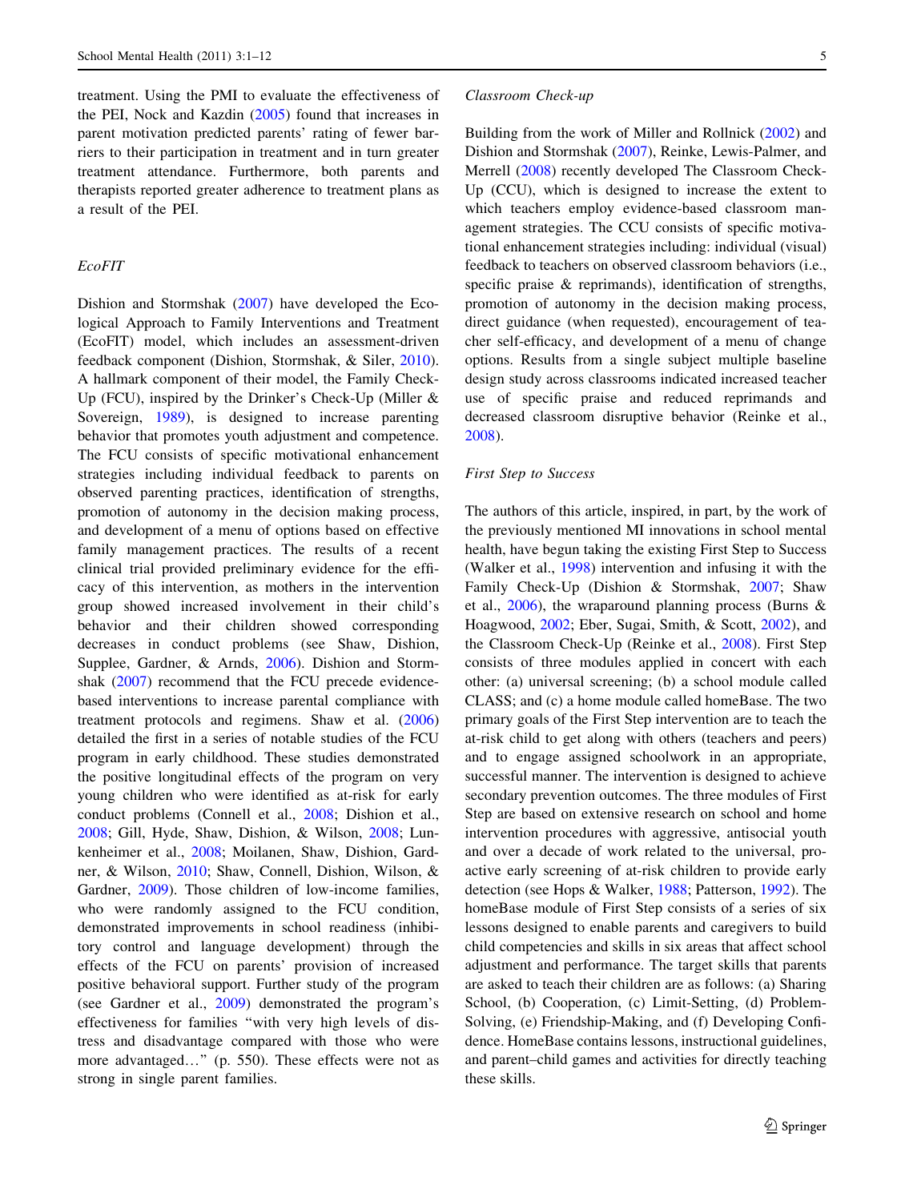treatment. Using the PMI to evaluate the effectiveness of the PEI, Nock and Kazdin (2005) found that increases in parent motivation predicted parents' rating of fewer barriers to their participation in treatment and in turn greater treatment attendance. Furthermore, both parents and therapists reported greater adherence to treatment plans as a result of the PEI.

### *EcoFIT*

Dishion and Stormshak (2007) have developed the Ecological Approach to Family Interventions and Treatment (EcoFIT) model, which includes an assessment-driven feedback component (Dishion, Stormshak, & Siler, 2010). A hallmark component of their model, the Family Check-Up (FCU), inspired by the Drinker's Check-Up (Miller & Sovereign, 1989), is designed to increase parenting behavior that promotes youth adjustment and competence. The FCU consists of specific motivational enhancement strategies including individual feedback to parents on observed parenting practices, identification of strengths, promotion of autonomy in the decision making process, and development of a menu of options based on effective family management practices. The results of a recent clinical trial provided preliminary evidence for the efficacy of this intervention, as mothers in the intervention group showed increased involvement in their child's behavior and their children showed corresponding decreases in conduct problems (see Shaw, Dishion, Supplee, Gardner, & Arnds, 2006). Dishion and Stormshak (2007) recommend that the FCU precede evidence-based interventions to increase parental compliance with treatment protocols and regimens. Shaw et al. (2006) detailed the first in a series of notable studies of the FCU program in early childhood. These studies demonstrated the positive longitudinal effects of the program on very young children who were identified as at-risk for early conduct problems (Connell et al., 2008; Dishion et al., 2008; Gill, Hyde, Shaw, Dishion, & Wilson, 2008; Lunkenheimer et al., 2008; Moilanen, Shaw, Dishion, Gardner, & Wilson, 2010; Shaw, Connell, Dishion, Wilson, & Gardner, 2009). Those children of low-income families, who were randomly assigned to the FCU condition, demonstrated improvements in school readiness (inhibitory control and language development) through the effects of the FCU on parents' provision of increased positive behavioral support. Further study of the program (see Gardner et al., 2009) demonstrated the program's effectiveness for families "with very high levels of distress and disadvantage compared with those who were more advantaged…" (p. 550). These effects were not as strong in single parent families.

### *Classroom Check-up*

Building from the work of Miller and Rollnick (2002) and Dishion and Stormshak (2007), Reinke, Lewis-Palmer, and Merrell (2008) recently developed The Classroom Check-Up (CCU), which is designed to increase the extent to which teachers employ evidence-based classroom management strategies. The CCU consists of specific motivational enhancement strategies including: individual (visual) feedback to teachers on observed classroom behaviors (i.e., specific praise & reprimands), identification of strengths, promotion of autonomy in the decision making process, direct guidance (when requested), encouragement of teacher self-efficacy, and development of a menu of change options. Results from a single subject multiple baseline design study across classrooms indicated increased teacher use of specific praise and reduced reprimands and decreased classroom disruptive behavior (Reinke et al., 2008).

### *First Step to Success*

The authors of this article, inspired, in part, by the work of the previously mentioned MI innovations in school mental health, have begun taking the existing First Step to Success (Walker et al., 1998) intervention and infusing it with the Family Check-Up (Dishion & Stormshak, 2007; Shaw et al., 2006), the wraparound planning process (Burns & Hoagwood, 2002; Eber, Sugai, Smith, & Scott, 2002), and the Classroom Check-Up (Reinke et al., 2008). First Step consists of three modules applied in concert with each other: (a) universal screening; (b) a school module called CLASS; and (c) a home module called homeBase. The two primary goals of the First Step intervention are to teach the at-risk child to get along with others (teachers and peers) and to engage assigned schoolwork in an appropriate, successful manner. The intervention is designed to achieve secondary prevention outcomes. The three modules of First Step are based on extensive research on school and home intervention procedures with aggressive, antisocial youth and over a decade of work related to the universal, proactive early screening of at-risk children to provide early detection (see Hops & Walker, 1988; Patterson, 1992). The homeBase module of First Step consists of a series of six lessons designed to enable parents and caregivers to build child competencies and skills in six areas that affect school adjustment and performance. The target skills that parents are asked to teach their children are as follows: (a) Sharing School, (b) Cooperation, (c) Limit-Setting, (d) Problem-Solving, (e) Friendship-Making, and (f) Developing Confidence. HomeBase contains lessons, instructional guidelines, and parent–child games and activities for directly teaching these skills.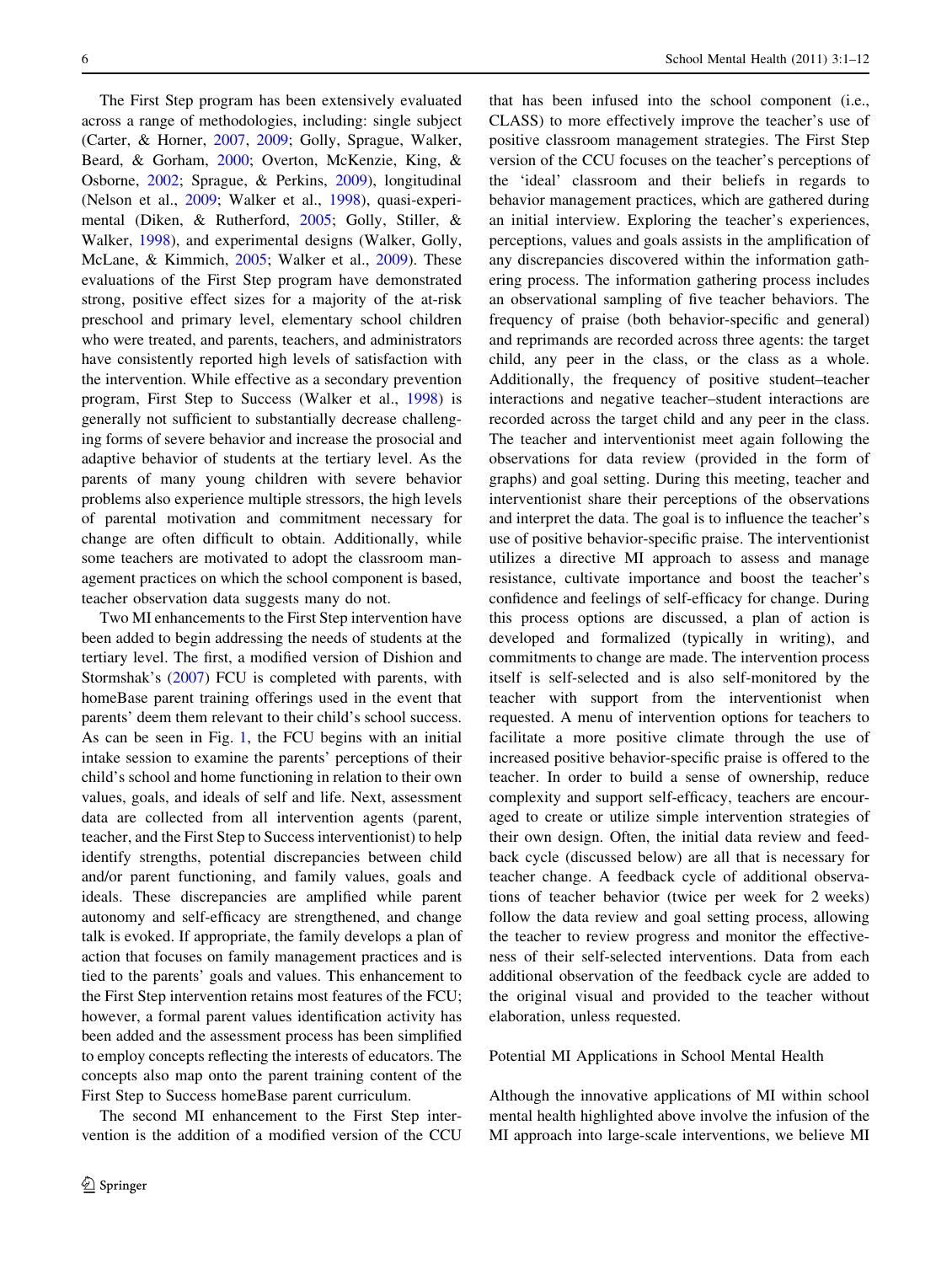The First Step program has been extensively evaluated across a range of methodologies, including: single subject (Carter, & Horner, 2007, 2009; Golly, Sprague, Walker, Beard, & Gorham, 2000; Overton, McKenzie, King, & Osborne, 2002; Sprague, & Perkins, 2009), longitudinal (Nelson et al., 2009; Walker et al., 1998), quasi-experimental (Diken, & Rutherford, 2005; Golly, Stiller, & Walker, 1998), and experimental designs (Walker, Golly, McLane, & Kimmich, 2005; Walker et al., 2009). These evaluations of the First Step program have demonstrated strong, positive effect sizes for a majority of the at-risk preschool and primary level, elementary school children who were treated, and parents, teachers, and administrators have consistently reported high levels of satisfaction with the intervention. While effective as a secondary prevention program, First Step to Success (Walker et al., 1998) is generally not sufficient to substantially decrease challenging forms of severe behavior and increase the prosocial and adaptive behavior of students at the tertiary level. As the parents of many young children with severe behavior problems also experience multiple stressors, the high levels of parental motivation and commitment necessary for change are often difficult to obtain. Additionally, while some teachers are motivated to adopt the classroom management practices on which the school component is based, teacher observation data suggests many do not.

Two MI enhancements to the First Step intervention have been added to begin addressing the needs of students at the tertiary level. The first, a modified version of Dishion and Stormshak's (2007) FCU is completed with parents, with homeBase parent training offerings used in the event that parents' deem them relevant to their child's school success. As can be seen in Fig. 1, the FCU begins with an initial intake session to examine the parents' perceptions of their child's school and home functioning in relation to their own values, goals, and ideals of self and life. Next, assessment data are collected from all intervention agents (parent, teacher, and the First Step to Success interventionist) to help identify strengths, potential discrepancies between child and/or parent functioning, and family values, goals and ideals. These discrepancies are amplified while parent autonomy and self-efficacy are strengthened, and change talk is evoked. If appropriate, the family develops a plan of action that focuses on family management practices and is tied to the parents' goals and values. This enhancement to the First Step intervention retains most features of the FCU; however, a formal parent values identification activity has been added and the assessment process has been simplified to employ concepts reflecting the interests of educators. The concepts also map onto the parent training content of the First Step to Success homeBase parent curriculum.

The second MI enhancement to the First Step intervention is the addition of a modified version of the CCU that has been infused into the school component (i.e., CLASS) to more effectively improve the teacher's use of positive classroom management strategies. The First Step version of the CCU focuses on the teacher's perceptions of the 'ideal' classroom and their beliefs in regards to behavior management practices, which are gathered during an initial interview. Exploring the teacher's experiences, perceptions, values and goals assists in the amplification of any discrepancies discovered within the information gathering process. The information gathering process includes an observational sampling of five teacher behaviors. The frequency of praise (both behavior-specific and general) and reprimands are recorded across three agents: the target child, any peer in the class, or the class as a whole. Additionally, the frequency of positive student–teacher interactions and negative teacher–student interactions are recorded across the target child and any peer in the class. The teacher and interventionist meet again following the observations for data review (provided in the form of graphs) and goal setting. During this meeting, teacher and interventionist share their perceptions of the observations and interpret the data. The goal is to influence the teacher's use of positive behavior-specific praise. The interventionist utilizes a directive MI approach to assess and manage resistance, cultivate importance and boost the teacher's confidence and feelings of self-efficacy for change. During this process options are discussed, a plan of action is developed and formalized (typically in writing), and commitments to change are made. The intervention process itself is self-selected and is also self-monitored by the teacher with support from the interventionist when requested. A menu of intervention options for teachers to facilitate a more positive climate through the use of increased positive behavior-specific praise is offered to the teacher. In order to build a sense of ownership, reduce complexity and support self-efficacy, teachers are encouraged to create or utilize simple intervention strategies of their own design. Often, the initial data review and feedback cycle (discussed below) are all that is necessary for teacher change. A feedback cycle of additional observations of teacher behavior (twice per week for 2 weeks) follow the data review and goal setting process, allowing the teacher to review progress and monitor the effectiveness of their self-selected interventions. Data from each additional observation of the feedback cycle are added to the original visual and provided to the teacher without elaboration, unless requested.

## Potential MI Applications in School Mental Health

Although the innovative applications of MI within school mental health highlighted above involve the infusion of the MI approach into large-scale interventions, we believe MI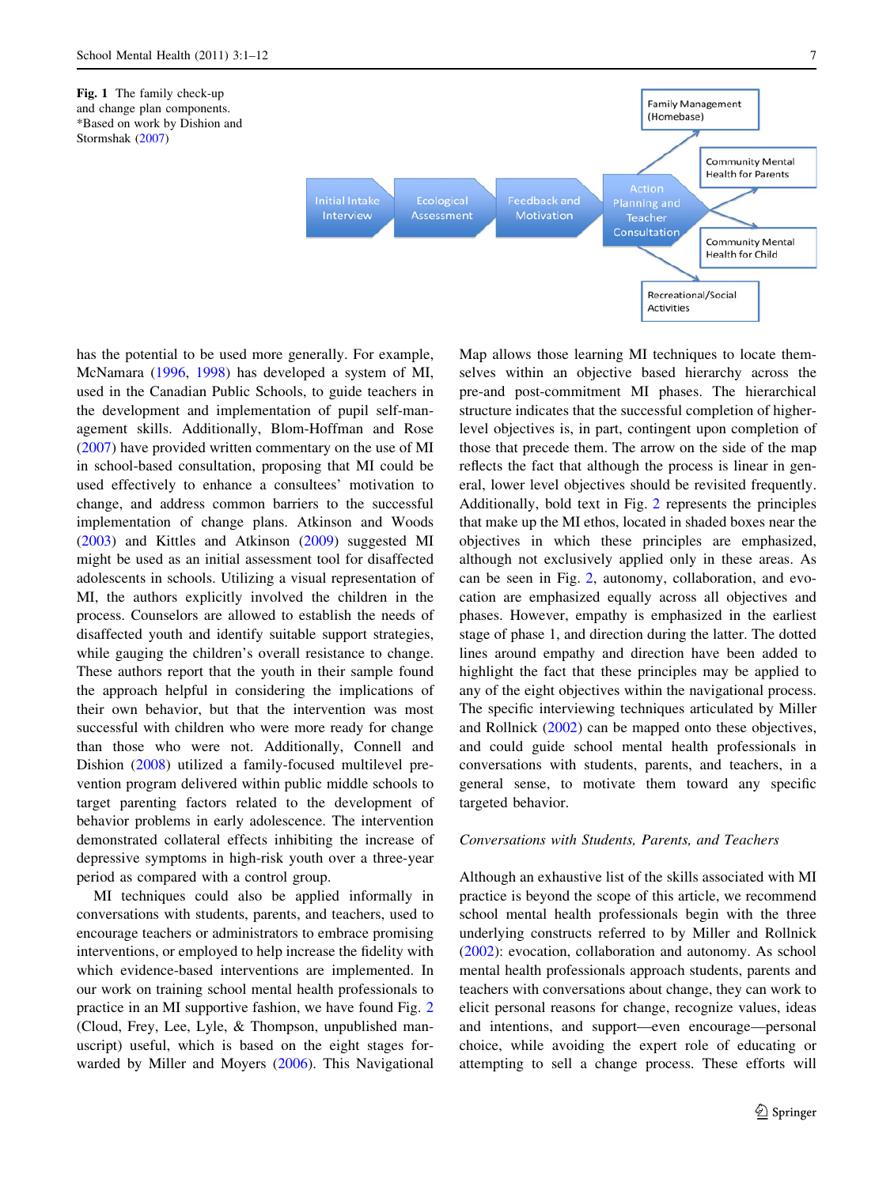**Fig. 1** The family check-up and change plan components. *Based on work by Dishion and Stormshak (2007)

Initial Intake Interview

Ecological Assessment

Feedback and Motivation

Action Planning and Teacher Consultation

Family Management (Homebase)

Community Mental Health for Parents

Community Mental Health for Child

Recreational/Social Activities

has the potential to be used more generally. For example, McNamara (1996, 1998) has developed a system of MI, used in the Canadian Public Schools, to guide teachers in the development and implementation of pupil self-management skills. Additionally, Blom-Hoffman and Rose (2007) have provided written commentary on the use of MI in school-based consultation, proposing that MI could be used effectively to enhance a consultees' motivation to change, and address common barriers to the successful implementation of change plans. Atkinson and Woods (2003) and Kittles and Atkinson (2009) suggested MI might be used as an initial assessment tool for disaffected adolescents in schools. Utilizing a visual representation of MI, the authors explicitly involved the children in the process. Counselors are allowed to establish the needs of disaffected youth and identify suitable support strategies, while gauging the children's overall resistance to change. These authors report that the youth in their sample found the approach helpful in considering the implications of their own behavior, but that the intervention was most successful with children who were more ready for change than those who were not. Additionally, Connell and Dishion (2008) utilized a family-focused multilevel prevention program delivered within public middle schools to target parenting factors related to the development of behavior problems in early adolescence. The intervention demonstrated collateral effects inhibiting the increase of depressive symptoms in high-risk youth over a three-year period as compared with a control group.

MI techniques could also be applied informally in conversations with students, parents, and teachers, used to encourage teachers or administrators to embrace promising interventions, or employed to help increase the fidelity with which evidence-based interventions are implemented. In our work on training school mental health professionals to practice in an MI supportive fashion, we have found Fig. 2 (Cloud, Frey, Lee, Lyle, & Thompson, unpublished manuscript) useful, which is based on the eight stages forwarded by Miller and Moyers (2006). This Navigational Map allows those learning MI techniques to locate themselves within an objective based hierarchy across the pre-and post-commitment MI phases. The hierarchical structure indicates that the successful completion of higher-level objectives is, in part, contingent upon completion of those that precede them. The arrow on the side of the map reflects the fact that although the process is linear in general, lower level objectives should be revisited frequently. Additionally, bold text in Fig. 2 represents the principles that make up the MI ethos, located in shaded boxes near the objectives in which these principles are emphasized, although not exclusively applied only in these areas. As can be seen in Fig. 2, autonomy, collaboration, and evocation are emphasized equally across all objectives and phases. However, empathy is emphasized in the earliest stage of phase 1, and direction during the latter. The dotted lines around empathy and direction have been added to highlight the fact that these principles may be applied to any of the eight objectives within the navigational process. The specific interviewing techniques articulated by Miller and Rollnick (2002) can be mapped onto these objectives, and could guide school mental health professionals in conversations with students, parents, and teachers, in a general sense, to motivate them toward any specific targeted behavior.

### *Conversations with Students, Parents, and Teachers*

Although an exhaustive list of the skills associated with MI practice is beyond the scope of this article, we recommend school mental health professionals begin with the three underlying constructs referred to by Miller and Rollnick (2002): evocation, collaboration and autonomy. As school mental health professionals approach students, parents and teachers with conversations about change, they can work to elicit personal reasons for change, recognize values, ideas and intentions, and support—even encourage—personal choice, while avoiding the expert role of educating or attempting to sell a change process. These efforts will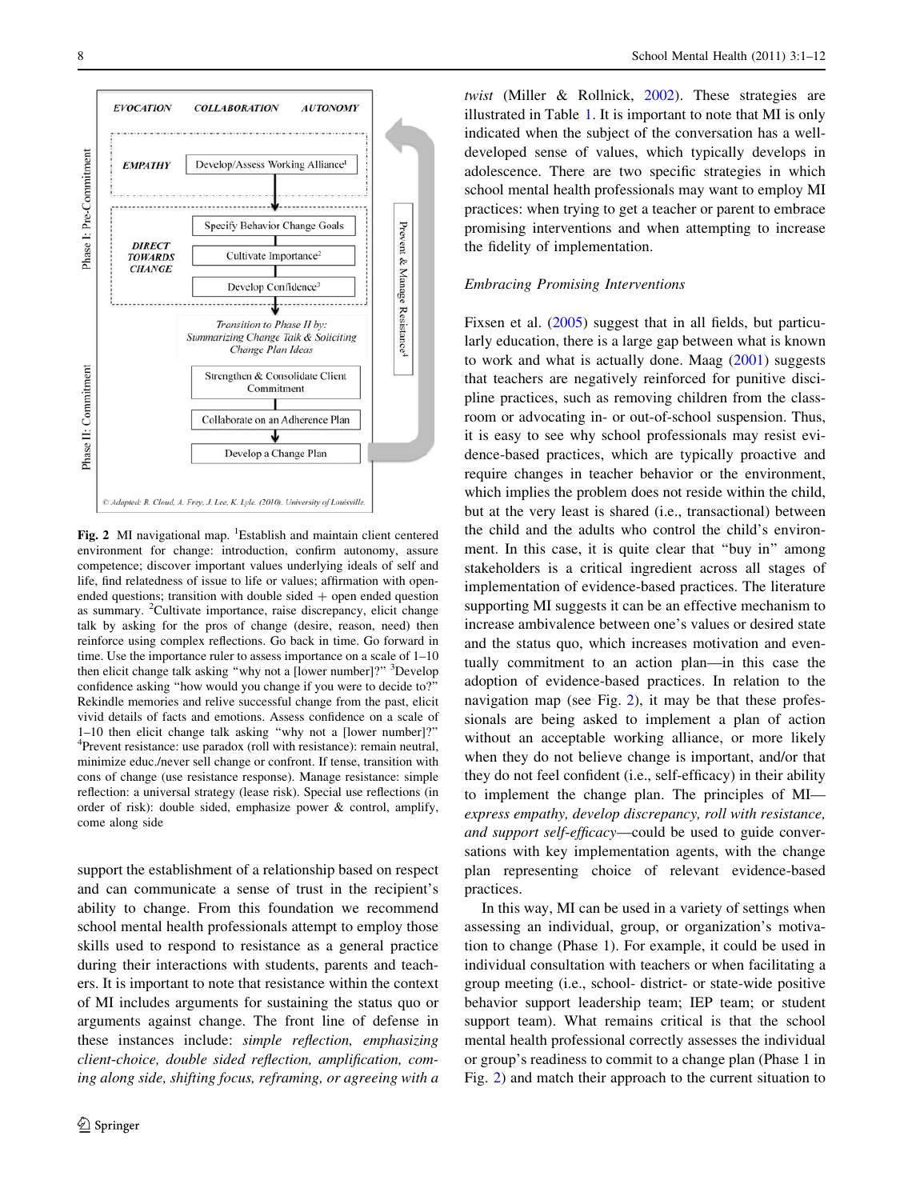EVOCATION COLLABORATION AUTONOMY

Phase I: Pre-Commitment

EMPATHY — Develop/Assess Working Alliance[1]

DIRECT TOWARDS CHANGE — Specify Behavior Change Goals; Cultivate Importance[2]; Develop Confidence[3]

Transition to Phase II by: Summarizing Change Talk & Soliciting Change Plan Ideas

Phase II: Commitment

Strengthen & Consolidate Client Commitment

Collaborate on an Adherence Plan

Develop a Change Plan

Prevent & Manage Resistance[4]

© Adapted: R. Cloud, A. Frey, J. Lee, K. Lyle. (2010). University of Louisville.

**Fig. 2** MI navigational map. [1]Establish and maintain client centered environment for change: introduction, confirm autonomy, assure competence; discover important values underlying ideals of self and life, find relatedness of issue to life or values; affirmation with open-ended questions; transition with double sided + open ended question as summary. [2]Cultivate importance, raise discrepancy, elicit change talk by asking for the pros of change (desire, reason, need) then reinforce using complex reflections. Go back in time. Go forward in time. Use the importance ruler to assess importance on a scale of 1–10 then elicit change talk asking "why not a [lower number]?" [3]Develop confidence asking "how would you change if you were to decide to?" Rekindle memories and relive successful change from the past, elicit vivid details of facts and emotions. Assess confidence on a scale of 1–10 then elicit change talk asking "why not a [lower number]?" [4]Prevent resistance: use paradox (roll with resistance): remain neutral, minimize educ./never sell change or confront. If tense, transition with cons of change (use resistance response). Manage resistance: simple reflection: a universal strategy (lease risk). Special use reflections (in order of risk): double sided, emphasize power & control, amplify, come along side

support the establishment of a relationship based on respect and can communicate a sense of trust in the recipient's ability to change. From this foundation we recommend school mental health professionals attempt to employ those skills used to respond to resistance as a general practice during their interactions with students, parents and teachers. It is important to note that resistance within the context of MI includes arguments for sustaining the status quo or arguments against change. The front line of defense in these instances include: *simple reflection, emphasizing client-choice, double sided reflection, amplification, coming along side, shifting focus, reframing, or agreeing with a twist* (Miller & Rollnick, 2002). These strategies are illustrated in Table 1. It is important to note that MI is only indicated when the subject of the conversation has a well-developed sense of values, which typically develops in adolescence. There are two specific strategies in which school mental health professionals may want to employ MI practices: when trying to get a teacher or parent to embrace promising interventions and when attempting to increase the fidelity of implementation.

### *Embracing Promising Interventions*

Fixsen et al. (2005) suggest that in all fields, but particularly education, there is a large gap between what is known to work and what is actually done. Maag (2001) suggests that teachers are negatively reinforced for punitive discipline practices, such as removing children from the classroom or advocating in- or out-of-school suspension. Thus, it is easy to see why school professionals may resist evidence-based practices, which are typically proactive and require changes in teacher behavior or the environment, which implies the problem does not reside within the child, but at the very least is shared (i.e., transactional) between the child and the adults who control the child's environment. In this case, it is quite clear that "buy in" among stakeholders is a critical ingredient across all stages of implementation of evidence-based practices. The literature supporting MI suggests it can be an effective mechanism to increase ambivalence between one's values or desired state and the status quo, which increases motivation and eventually commitment to an action plan—in this case the adoption of evidence-based practices. In relation to the navigation map (see Fig. 2), it may be that these professionals are being asked to implement a plan of action without an acceptable working alliance, or more likely when they do not believe change is important, and/or that they do not feel confident (i.e., self-efficacy) in their ability to implement the change plan. The principles of MI—*express empathy, develop discrepancy, roll with resistance, and support self-efficacy*—could be used to guide conversations with key implementation agents, with the change plan representing choice of relevant evidence-based practices.

In this way, MI can be used in a variety of settings when assessing an individual, group, or organization's motivation to change (Phase 1). For example, it could be used in individual consultation with teachers or when facilitating a group meeting (i.e., school- district- or state-wide positive behavior support leadership team; IEP team; or student support team). What remains critical is that the school mental health professional correctly assesses the individual or group's readiness to commit to a change plan (Phase 1 in Fig. 2) and match their approach to the current situation to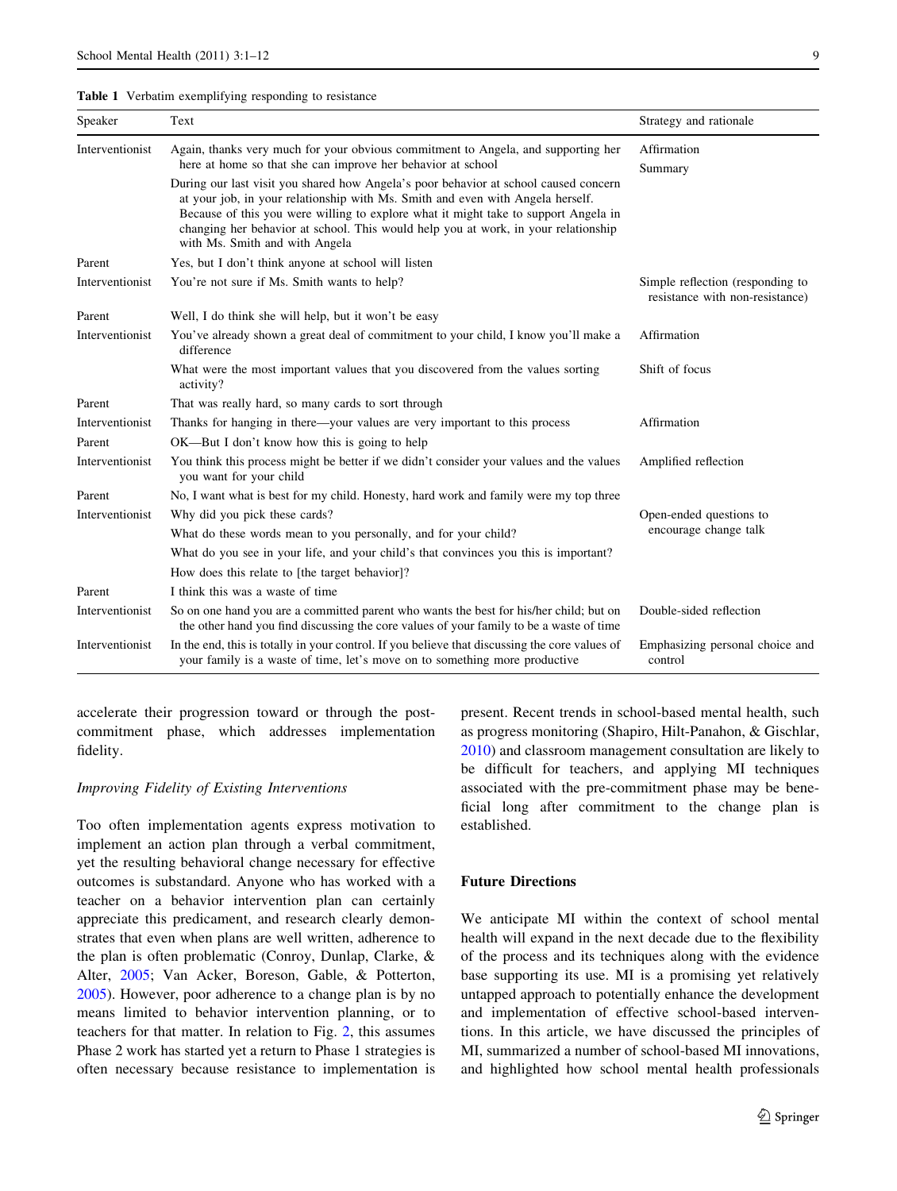**Table 1** Verbatim exemplifying responding to resistance

| Speaker | Text | Strategy and rationale |
|---|---|---|
| Interventionist | Again, thanks very much for your obvious commitment to Angela, and supporting her here at home so that she can improve her behavior at school | Affirmation |
| | During our last visit you shared how Angela's poor behavior at school caused concern at your job, in your relationship with Ms. Smith and even with Angela herself. Because of this you were willing to explore what it might take to support Angela in changing her behavior at school. This would help you at work, in your relationship with Ms. Smith and with Angela | Summary |
| Parent | Yes, but I don't think anyone at school will listen | |
| Interventionist | You're not sure if Ms. Smith wants to help? | Simple reflection (responding to resistance with non-resistance) |
| Parent | Well, I do think she will help, but it won't be easy | |
| Interventionist | You've already shown a great deal of commitment to your child, I know you'll make a difference | Affirmation |
| | What were the most important values that you discovered from the values sorting activity? | Shift of focus |
| Parent | That was really hard, so many cards to sort through | |
| Interventionist | Thanks for hanging in there—your values are very important to this process | Affirmation |
| Parent | OK—But I don't know how this is going to help | |
| Interventionist | You think this process might be better if we didn't consider your values and the values you want for your child | Amplified reflection |
| Parent | No, I want what is best for my child. Honesty, hard work and family were my top three | |
| Interventionist | Why did you pick these cards? | Open-ended questions to encourage change talk |
| | What do these words mean to you personally, and for your child? | |
| | What do you see in your life, and your child's that convinces you this is important? | |
| | How does this relate to [the target behavior]? | |
| Parent | I think this was a waste of time | |
| Interventionist | So on one hand you are a committed parent who wants the best for his/her child; but on the other hand you find discussing the core values of your family to be a waste of time | Double-sided reflection |
| Interventionist | In the end, this is totally in your control. If you believe that discussing the core values of your family is a waste of time, let's move on to something more productive | Emphasizing personal choice and control |

accelerate their progression toward or through the post-commitment phase, which addresses implementation fidelity.

### *Improving Fidelity of Existing Interventions*

Too often implementation agents express motivation to implement an action plan through a verbal commitment, yet the resulting behavioral change necessary for effective outcomes is substandard. Anyone who has worked with a teacher on a behavior intervention plan can certainly appreciate this predicament, and research clearly demonstrates that even when plans are well written, adherence to the plan is often problematic (Conroy, Dunlap, Clarke, & Alter, 2005; Van Acker, Boreson, Gable, & Potterton, 2005). However, poor adherence to a change plan is by no means limited to behavior intervention planning, or to teachers for that matter. In relation to Fig. 2, this assumes Phase 2 work has started yet a return to Phase 1 strategies is often necessary because resistance to implementation is present. Recent trends in school-based mental health, such as progress monitoring (Shapiro, Hilt-Panahon, & Gischlar, 2010) and classroom management consultation are likely to be difficult for teachers, and applying MI techniques associated with the pre-commitment phase may be beneficial long after commitment to the change plan is established.

## Future Directions

We anticipate MI within the context of school mental health will expand in the next decade due to the flexibility of the process and its techniques along with the evidence base supporting its use. MI is a promising yet relatively untapped approach to potentially enhance the development and implementation of effective school-based interventions. In this article, we have discussed the principles of MI, summarized a number of school-based MI innovations, and highlighted how school mental health professionals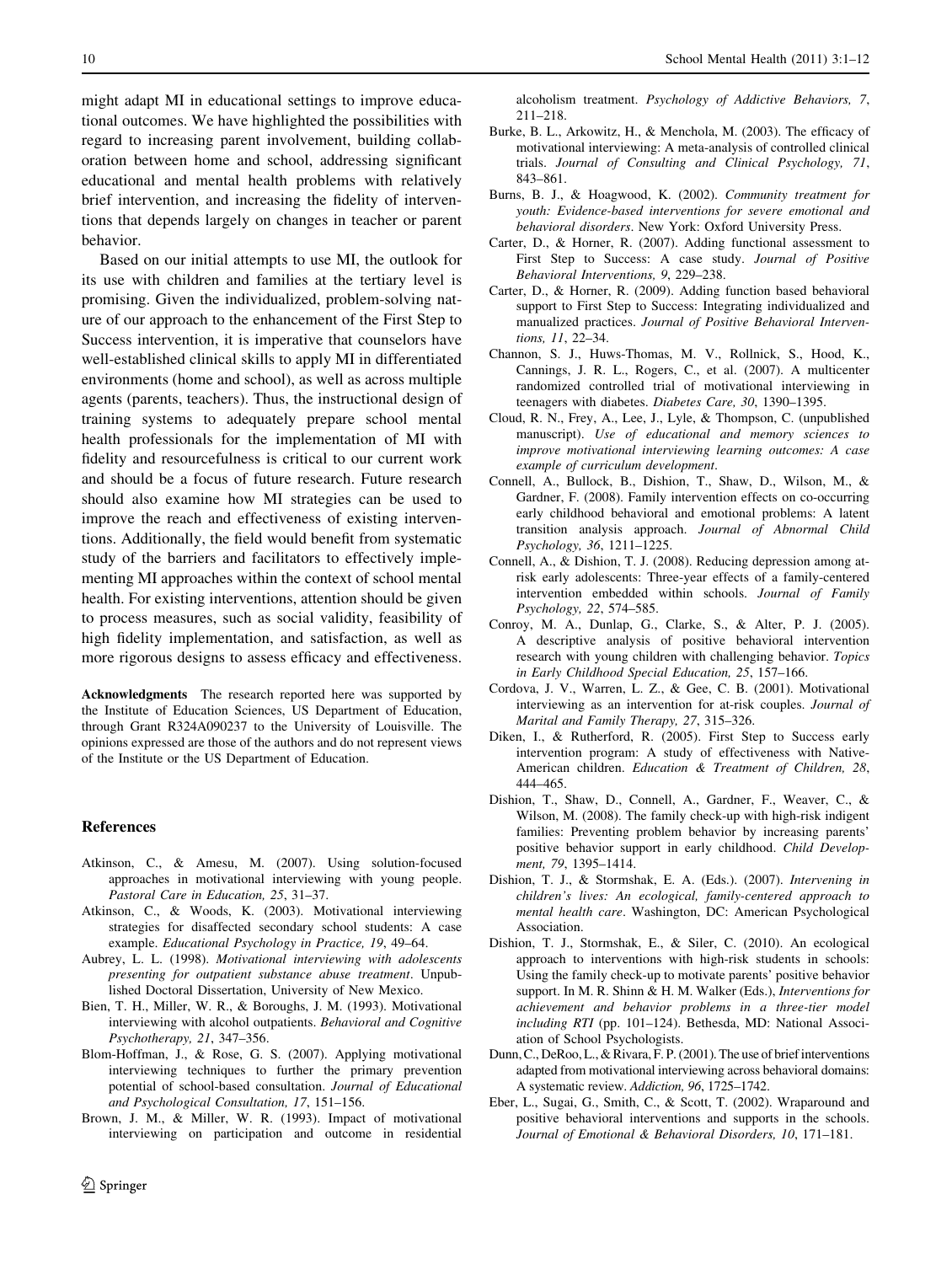might adapt MI in educational settings to improve educational outcomes. We have highlighted the possibilities with regard to increasing parent involvement, building collaboration between home and school, addressing significant educational and mental health problems with relatively brief intervention, and increasing the fidelity of interventions that depends largely on changes in teacher or parent behavior.

Based on our initial attempts to use MI, the outlook for its use with children and families at the tertiary level is promising. Given the individualized, problem-solving nature of our approach to the enhancement of the First Step to Success intervention, it is imperative that counselors have well-established clinical skills to apply MI in differentiated environments (home and school), as well as across multiple agents (parents, teachers). Thus, the instructional design of training systems to adequately prepare school mental health professionals for the implementation of MI with fidelity and resourcefulness is critical to our current work and should be a focus of future research. Future research should also examine how MI strategies can be used to improve the reach and effectiveness of existing interventions. Additionally, the field would benefit from systematic study of the barriers and facilitators to effectively implementing MI approaches within the context of school mental health. For existing interventions, attention should be given to process measures, such as social validity, feasibility of high fidelity implementation, and satisfaction, as well as more rigorous designs to assess efficacy and effectiveness.

**Acknowledgments** The research reported here was supported by the Institute of Education Sciences, US Department of Education, through Grant R324A090237 to the University of Louisville. The opinions expressed are those of the authors and do not represent views of the Institute or the US Department of Education.

## References

Atkinson, C., & Amesu, M. (2007). Using solution-focused approaches in motivational interviewing with young people. *Pastoral Care in Education, 25*, 31–37.

Atkinson, C., & Woods, K. (2003). Motivational interviewing strategies for disaffected secondary school students: A case example. *Educational Psychology in Practice, 19*, 49–64.

Aubrey, L. L. (1998). *Motivational interviewing with adolescents presenting for outpatient substance abuse treatment*. Unpublished Doctoral Dissertation, University of New Mexico.

Bien, T. H., Miller, W. R., & Boroughs, J. M. (1993). Motivational interviewing with alcohol outpatients. *Behavioral and Cognitive Psychotherapy, 21*, 347–356.

Blom-Hoffman, J., & Rose, G. S. (2007). Applying motivational interviewing techniques to further the primary prevention potential of school-based consultation. *Journal of Educational and Psychological Consultation, 17*, 151–156.

Brown, J. M., & Miller, W. R. (1993). Impact of motivational interviewing on participation and outcome in residential alcoholism treatment. *Psychology of Addictive Behaviors, 7*, 211–218.

Burke, B. L., Arkowitz, H., & Menchola, M. (2003). The efficacy of motivational interviewing: A meta-analysis of controlled clinical trials. *Journal of Consulting and Clinical Psychology, 71*, 843–861.

Burns, B. J., & Hoagwood, K. (2002). *Community treatment for youth: Evidence-based interventions for severe emotional and behavioral disorders*. New York: Oxford University Press.

Carter, D., & Horner, R. (2007). Adding functional assessment to First Step to Success: A case study. *Journal of Positive Behavioral Interventions, 9*, 229–238.

Carter, D., & Horner, R. (2009). Adding function based behavioral support to First Step to Success: Integrating individualized and manualized practices. *Journal of Positive Behavioral Interventions, 11*, 22–34.

Channon, S. J., Huws-Thomas, M. V., Rollnick, S., Hood, K., Cannings, J. R. L., Rogers, C., et al. (2007). A multicenter randomized controlled trial of motivational interviewing in teenagers with diabetes. *Diabetes Care, 30*, 1390–1395.

Cloud, R. N., Frey, A., Lee, J., Lyle, & Thompson, C. (unpublished manuscript). *Use of educational and memory sciences to improve motivational interviewing learning outcomes: A case example of curriculum development*.

Connell, A., Bullock, B., Dishion, T., Shaw, D., Wilson, M., & Gardner, F. (2008). Family intervention effects on co-occurring early childhood behavioral and emotional problems: A latent transition analysis approach. *Journal of Abnormal Child Psychology, 36*, 1211–1225.

Connell, A., & Dishion, T. J. (2008). Reducing depression among at-risk early adolescents: Three-year effects of a family-centered intervention embedded within schools. *Journal of Family Psychology, 22*, 574–585.

Conroy, M. A., Dunlap, G., Clarke, S., & Alter, P. J. (2005). A descriptive analysis of positive behavioral intervention research with young children with challenging behavior. *Topics in Early Childhood Special Education, 25*, 157–166.

Cordova, J. V., Warren, L. Z., & Gee, C. B. (2001). Motivational interviewing as an intervention for at-risk couples. *Journal of Marital and Family Therapy, 27*, 315–326.

Diken, I., & Rutherford, R. (2005). First Step to Success early intervention program: A study of effectiveness with Native-American children. *Education & Treatment of Children, 28*, 444–465.

Dishion, T., Shaw, D., Connell, A., Gardner, F., Weaver, C., & Wilson, M. (2008). The family check-up with high-risk indigent families: Preventing problem behavior by increasing parents' positive behavior support in early childhood. *Child Development, 79*, 1395–1414.

Dishion, T. J., & Stormshak, E. A. (Eds.). (2007). *Intervening in children's lives: An ecological, family-centered approach to mental health care*. Washington, DC: American Psychological Association.

Dishion, T. J., Stormshak, E., & Siler, C. (2010). An ecological approach to interventions with high-risk students in schools: Using the family check-up to motivate parents' positive behavior support. In M. R. Shinn & H. M. Walker (Eds.), *Interventions for achievement and behavior problems in a three-tier model including RTI* (pp. 101–124). Bethesda, MD: National Association of School Psychologists.

Dunn, C., DeRoo, L., & Rivara, F. P. (2001). The use of brief interventions adapted from motivational interviewing across behavioral domains: A systematic review. *Addiction, 96*, 1725–1742.

Eber, L., Sugai, G., Smith, C., & Scott, T. (2002). Wraparound and positive behavioral interventions and supports in the schools. *Journal of Emotional & Behavioral Disorders, 10*, 171–181.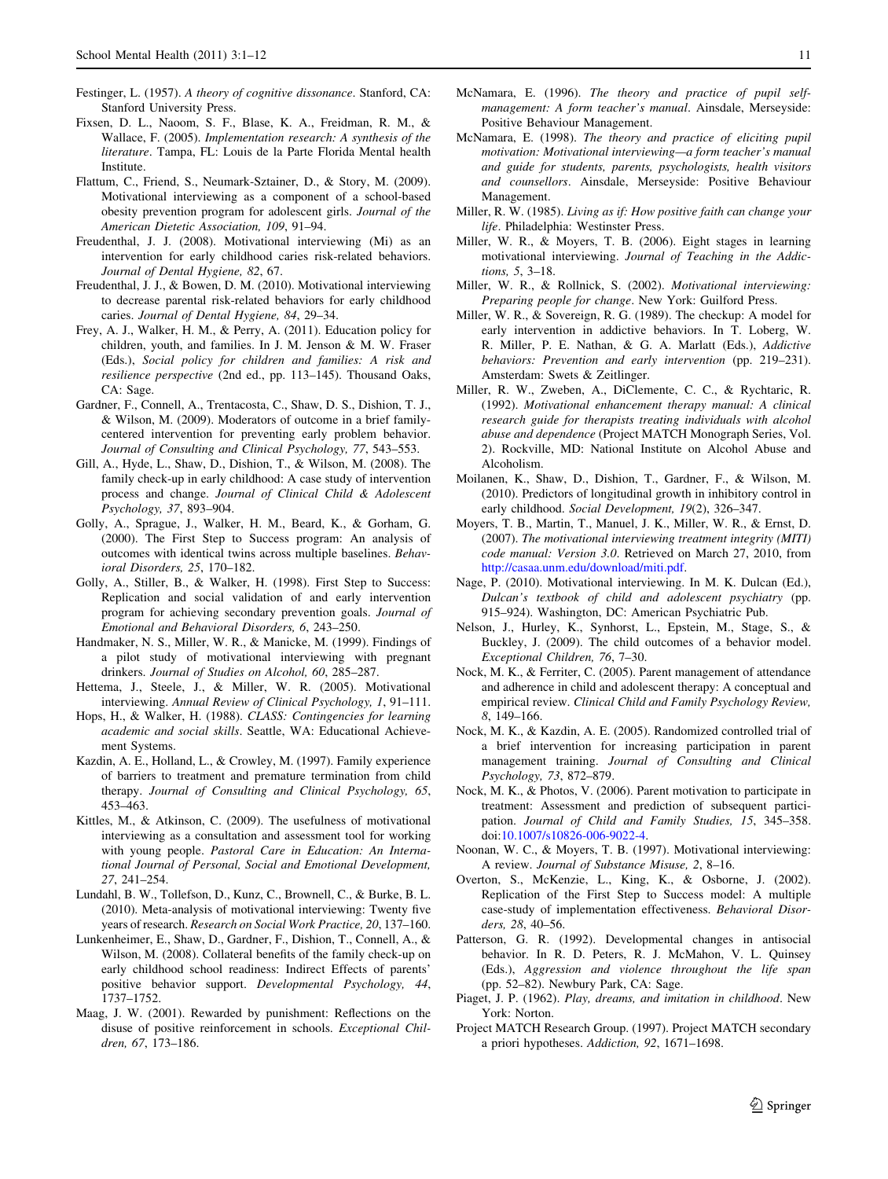Festinger, L. (1957). *A theory of cognitive dissonance*. Stanford, CA: Stanford University Press.

Fixsen, D. L., Naoom, S. F., Blase, K. A., Freidman, R. M., & Wallace, F. (2005). *Implementation research: A synthesis of the literature*. Tampa, FL: Louis de la Parte Florida Mental health Institute.

Flattum, C., Friend, S., Neumark-Sztainer, D., & Story, M. (2009). Motivational interviewing as a component of a school-based obesity prevention program for adolescent girls. *Journal of the American Dietetic Association, 109*, 91–94.

Freudenthal, J. J. (2008). Motivational interviewing (Mi) as an intervention for early childhood caries risk-related behaviors. *Journal of Dental Hygiene, 82*, 67.

Freudenthal, J. J., & Bowen, D. M. (2010). Motivational interviewing to decrease parental risk-related behaviors for early childhood caries. *Journal of Dental Hygiene, 84*, 29–34.

Frey, A. J., Walker, H. M., & Perry, A. (2011). Education policy for children, youth, and families. In J. M. Jenson & M. W. Fraser (Eds.), *Social policy for children and families: A risk and resilience perspective* (2nd ed., pp. 113–145). Thousand Oaks, CA: Sage.

Gardner, F., Connell, A., Trentacosta, C., Shaw, D. S., Dishion, T. J., & Wilson, M. (2009). Moderators of outcome in a brief family-centered intervention for preventing early problem behavior. *Journal of Consulting and Clinical Psychology, 77*, 543–553.

Gill, A., Hyde, L., Shaw, D., Dishion, T., & Wilson, M. (2008). The family check-up in early childhood: A case study of intervention process and change. *Journal of Clinical Child & Adolescent Psychology, 37*, 893–904.

Golly, A., Sprague, J., Walker, H. M., Beard, K., & Gorham, G. (2000). The First Step to Success program: An analysis of outcomes with identical twins across multiple baselines. *Behavioral Disorders, 25*, 170–182.

Golly, A., Stiller, B., & Walker, H. (1998). First Step to Success: Replication and social validation of and early intervention program for achieving secondary prevention goals. *Journal of Emotional and Behavioral Disorders, 6*, 243–250.

Handmaker, N. S., Miller, W. R., & Manicke, M. (1999). Findings of a pilot study of motivational interviewing with pregnant drinkers. *Journal of Studies on Alcohol, 60*, 285–287.

Hettema, J., Steele, J., & Miller, W. R. (2005). Motivational interviewing. *Annual Review of Clinical Psychology, 1*, 91–111.

Hops, H., & Walker, H. (1988). *CLASS: Contingencies for learning academic and social skills*. Seattle, WA: Educational Achievement Systems.

Kazdin, A. E., Holland, L., & Crowley, M. (1997). Family experience of barriers to treatment and premature termination from child therapy. *Journal of Consulting and Clinical Psychology, 65*, 453–463.

Kittles, M., & Atkinson, C. (2009). The usefulness of motivational interviewing as a consultation and assessment tool for working with young people. *Pastoral Care in Education: An International Journal of Personal, Social and Emotional Development, 27*, 241–254.

Lundahl, B. W., Tollefson, D., Kunz, C., Brownell, C., & Burke, B. L. (2010). Meta-analysis of motivational interviewing: Twenty five years of research. *Research on Social Work Practice, 20*, 137–160.

Lunkenheimer, E., Shaw, D., Gardner, F., Dishion, T., Connell, A., & Wilson, M. (2008). Collateral benefits of the family check-up on early childhood school readiness: Indirect Effects of parents' positive behavior support. *Developmental Psychology, 44*, 1737–1752.

Maag, J. W. (2001). Rewarded by punishment: Reflections on the disuse of positive reinforcement in schools. *Exceptional Children, 67*, 173–186.

McNamara, E. (1996). *The theory and practice of pupil self-management: A form teacher's manual*. Ainsdale, Merseyside: Positive Behaviour Management.

McNamara, E. (1998). *The theory and practice of eliciting pupil motivation: Motivational interviewing—a form teacher's manual and guide for students, parents, psychologists, health visitors and counsellors*. Ainsdale, Merseyside: Positive Behaviour Management.

Miller, R. W. (1985). *Living as if: How positive faith can change your life*. Philadelphia: Westinster Press.

Miller, W. R., & Moyers, T. B. (2006). Eight stages in learning motivational interviewing. *Journal of Teaching in the Addictions, 5*, 3–18.

Miller, W. R., & Rollnick, S. (2002). *Motivational interviewing: Preparing people for change*. New York: Guilford Press.

Miller, W. R., & Sovereign, R. G. (1989). The checkup: A model for early intervention in addictive behaviors. In T. Loberg, W. R. Miller, P. E. Nathan, & G. A. Marlatt (Eds.), *Addictive behaviors: Prevention and early intervention* (pp. 219–231). Amsterdam: Swets & Zeitlinger.

Miller, R. W., Zweben, A., DiClemente, C. C., & Rychtaric, R. (1992). *Motivational enhancement therapy manual: A clinical research guide for therapists treating individuals with alcohol abuse and dependence* (Project MATCH Monograph Series, Vol. 2). Rockville, MD: National Institute on Alcohol Abuse and Alcoholism.

Moilanen, K., Shaw, D., Dishion, T., Gardner, F., & Wilson, M. (2010). Predictors of longitudinal growth in inhibitory control in early childhood. *Social Development, 19*(2), 326–347.

Moyers, T. B., Martin, T., Manuel, J. K., Miller, W. R., & Ernst, D. (2007). *The motivational interviewing treatment integrity (MITI) code manual: Version 3.0*. Retrieved on March 27, 2010, from http://casaa.unm.edu/download/miti.pdf.

Nage, P. (2010). Motivational interviewing. In M. K. Dulcan (Ed.), *Dulcan's textbook of child and adolescent psychiatry* (pp. 915–924). Washington, DC: American Psychiatric Pub.

Nelson, J., Hurley, K., Synhorst, L., Epstein, M., Stage, S., & Buckley, J. (2009). The child outcomes of a behavior model. *Exceptional Children, 76*, 7–30.

Nock, M. K., & Ferriter, C. (2005). Parent management of attendance and adherence in child and adolescent therapy: A conceptual and empirical review. *Clinical Child and Family Psychology Review, 8*, 149–166.

Nock, M. K., & Kazdin, A. E. (2005). Randomized controlled trial of a brief intervention for increasing participation in parent management training. *Journal of Consulting and Clinical Psychology, 73*, 872–879.

Nock, M. K., & Photos, V. (2006). Parent motivation to participate in treatment: Assessment and prediction of subsequent participation. *Journal of Child and Family Studies, 15*, 345–358. doi:10.1007/s10826-006-9022-4.

Noonan, W. C., & Moyers, T. B. (1997). Motivational interviewing: A review. *Journal of Substance Misuse, 2*, 8–16.

Overton, S., McKenzie, L., King, K., & Osborne, J. (2002). Replication of the First Step to Success model: A multiple case-study of implementation effectiveness. *Behavioral Disorders, 28*, 40–56.

Patterson, G. R. (1992). Developmental changes in antisocial behavior. In R. D. Peters, R. J. McMahon, V. L. Quinsey (Eds.), *Aggression and violence throughout the life span* (pp. 52–82). Newbury Park, CA: Sage.

Piaget, J. P. (1962). *Play, dreams, and imitation in childhood*. New York: Norton.

Project MATCH Research Group. (1997). Project MATCH secondary a priori hypotheses. *Addiction, 92*, 1671–1698.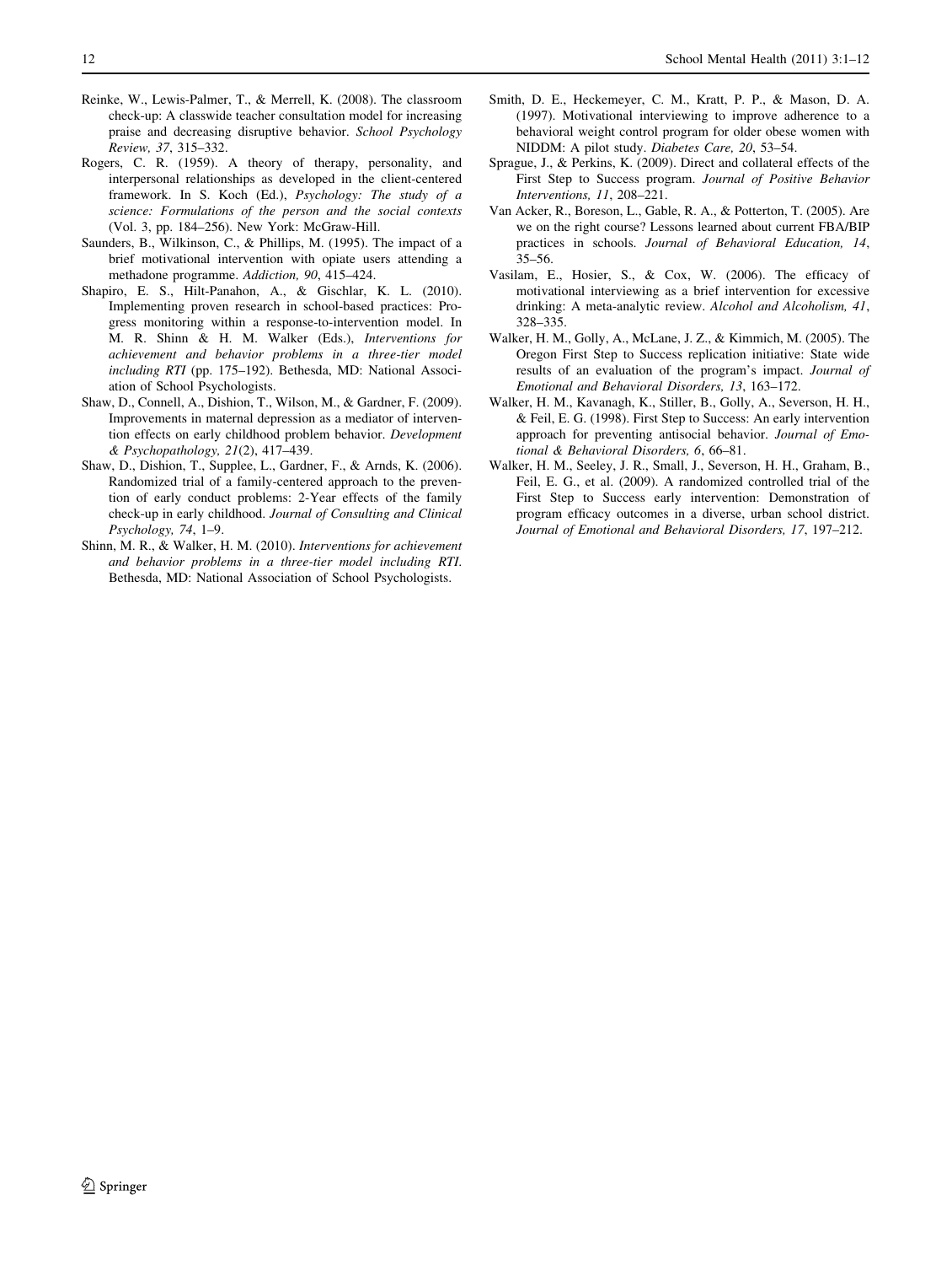Reinke, W., Lewis-Palmer, T., & Merrell, K. (2008). The classroom check-up: A classwide teacher consultation model for increasing praise and decreasing disruptive behavior. *School Psychology Review, 37*, 315–332.

Rogers, C. R. (1959). A theory of therapy, personality, and interpersonal relationships as developed in the client-centered framework. In S. Koch (Ed.), *Psychology: The study of a science: Formulations of the person and the social contexts* (Vol. 3, pp. 184–256). New York: McGraw-Hill.

Saunders, B., Wilkinson, C., & Phillips, M. (1995). The impact of a brief motivational intervention with opiate users attending a methadone programme. *Addiction, 90*, 415–424.

Shapiro, E. S., Hilt-Panahon, A., & Gischlar, K. L. (2010). Implementing proven research in school-based practices: Progress monitoring within a response-to-intervention model. In M. R. Shinn & H. M. Walker (Eds.), *Interventions for achievement and behavior problems in a three-tier model including RTI* (pp. 175–192). Bethesda, MD: National Association of School Psychologists.

Shaw, D., Connell, A., Dishion, T., Wilson, M., & Gardner, F. (2009). Improvements in maternal depression as a mediator of intervention effects on early childhood problem behavior. *Development & Psychopathology, 21*(2), 417–439.

Shaw, D., Dishion, T., Supplee, L., Gardner, F., & Arnds, K. (2006). Randomized trial of a family-centered approach to the prevention of early conduct problems: 2-Year effects of the family check-up in early childhood. *Journal of Consulting and Clinical Psychology, 74*, 1–9.

Shinn, M. R., & Walker, H. M. (2010). *Interventions for achievement and behavior problems in a three-tier model including RTI*. Bethesda, MD: National Association of School Psychologists.

Smith, D. E., Heckemeyer, C. M., Kratt, P. P., & Mason, D. A. (1997). Motivational interviewing to improve adherence to a behavioral weight control program for older obese women with NIDDM: A pilot study. *Diabetes Care, 20*, 53–54.

Sprague, J., & Perkins, K. (2009). Direct and collateral effects of the First Step to Success program. *Journal of Positive Behavior Interventions, 11*, 208–221.

Van Acker, R., Boreson, L., Gable, R. A., & Potterton, T. (2005). Are we on the right course? Lessons learned about current FBA/BIP practices in schools. *Journal of Behavioral Education, 14*, 35–56.

Vasilam, E., Hosier, S., & Cox, W. (2006). The efficacy of motivational interviewing as a brief intervention for excessive drinking: A meta-analytic review. *Alcohol and Alcoholism, 41*, 328–335.

Walker, H. M., Golly, A., McLane, J. Z., & Kimmich, M. (2005). The Oregon First Step to Success replication initiative: State wide results of an evaluation of the program's impact. *Journal of Emotional and Behavioral Disorders, 13*, 163–172.

Walker, H. M., Kavanagh, K., Stiller, B., Golly, A., Severson, H. H., & Feil, E. G. (1998). First Step to Success: An early intervention approach for preventing antisocial behavior. *Journal of Emotional & Behavioral Disorders, 6*, 66–81.

Walker, H. M., Seeley, J. R., Small, J., Severson, H. H., Graham, B., Feil, E. G., et al. (2009). A randomized controlled trial of the First Step to Success early intervention: Demonstration of program efficacy outcomes in a diverse, urban school district. *Journal of Emotional and Behavioral Disorders, 17*, 197–212.